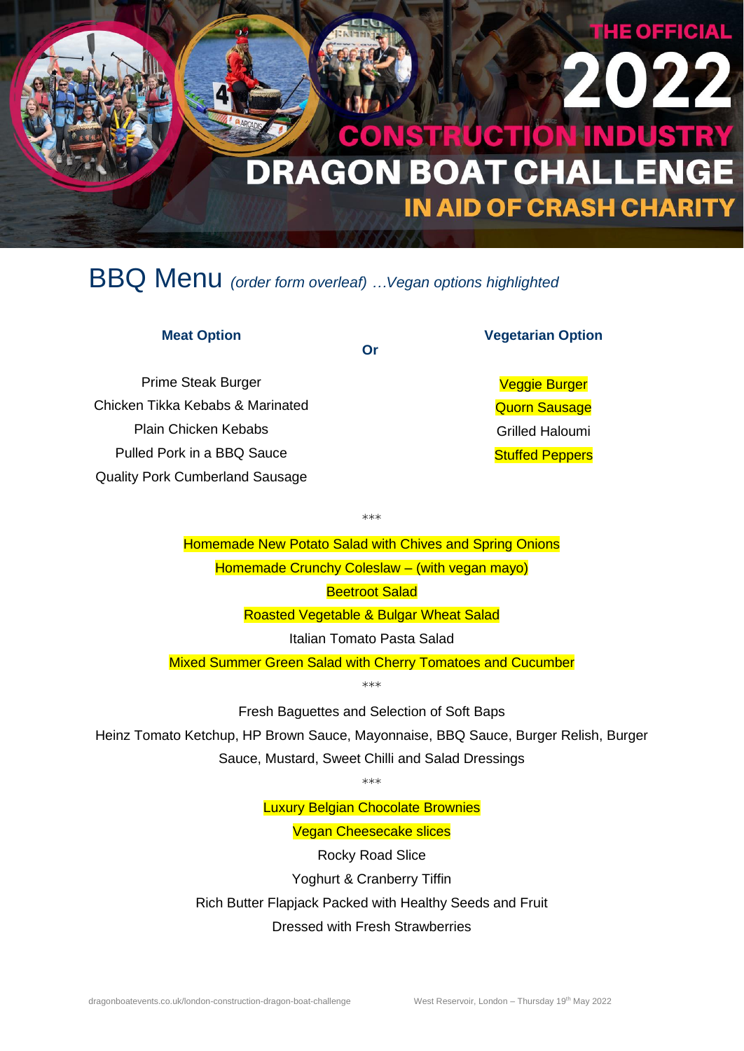# THE OFFICIAL 2022 CONSTRUCTION INDUSTRY DRAGON BOAT CHALLENGE

## IN AID OF CRASH CHARITY

## BBQ Menu *(order form overleaf) …Vegan options highlighted*

| Meat Option | | Vegetarian Option |
|---|---|---|
| Prime Steak Burger | Or | Veggie Burger |
| Chicken Tikka Kebabs & Marinated | | Quorn Sausage |
| Plain Chicken Kebabs | | Grilled Haloumi |
| Pulled Pork in a BBQ Sauce | | Stuffed Peppers |
| Quality Pork Cumberland Sausage | | |

\*\*\*

Homemade New Potato Salad with Chives and Spring Onions

Homemade Crunchy Coleslaw – (with vegan mayo)

Beetroot Salad

Roasted Vegetable & Bulgar Wheat Salad

Italian Tomato Pasta Salad

Mixed Summer Green Salad with Cherry Tomatoes and Cucumber

\*\*\*

Fresh Baguettes and Selection of Soft Baps

Heinz Tomato Ketchup, HP Brown Sauce, Mayonnaise, BBQ Sauce, Burger Relish, Burger Sauce, Mustard, Sweet Chilli and Salad Dressings

\*\*\*

Luxury Belgian Chocolate Brownies

Vegan Cheesecake slices

Rocky Road Slice

Yoghurt & Cranberry Tiffin

Rich Butter Flapjack Packed with Healthy Seeds and Fruit

Dressed with Fresh Strawberries

dragonboatevents.co.uk/london-construction-dragon-boat-challenge West Reservoir, London – Thursday 19th May 2022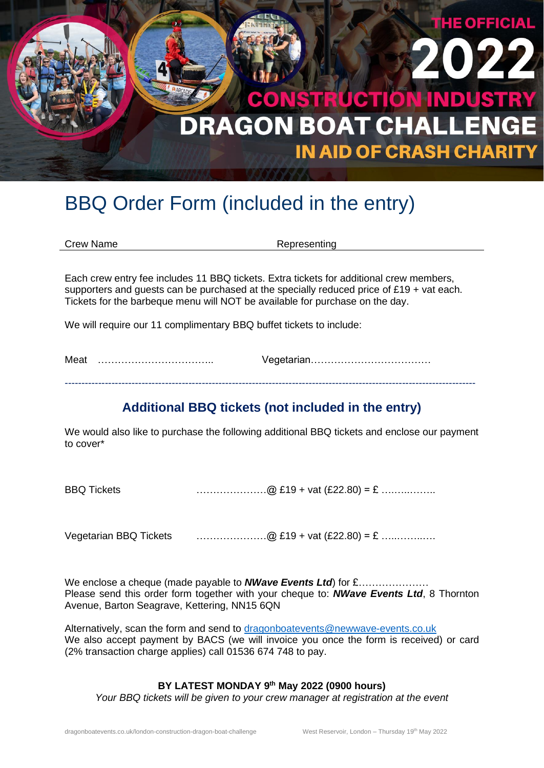THE OFFICIAL 2022 CONSTRUCTION INDUSTRY DRAGON BOAT CHALLENGE IN AID OF CRASH CHARITY

# BBQ Order Form (included in the entry)

Crew Name Representing

Each crew entry fee includes 11 BBQ tickets. Extra tickets for additional crew members, supporters and guests can be purchased at the specially reduced price of £19 + vat each. Tickets for the barbeque menu will NOT be available for purchase on the day.

We will require our 11 complimentary BBQ buffet tickets to include:

Meat …………………………….. Vegetarian………………………………

---

## Additional BBQ tickets (not included in the entry)

We would also like to purchase the following additional BBQ tickets and enclose our payment to cover*

BBQ Tickets …………………@ £19 + vat (£22.80) = £ ………..……..

Vegetarian BBQ Tickets …………………@ £19 + vat (£22.80) = £ …..……..….

We enclose a cheque (made payable to ***NWave Events Ltd***) for £…….……………
Please send this order form together with your cheque to: ***NWave Events Ltd***, 8 Thornton Avenue, Barton Seagrave, Kettering, NN15 6QN

Alternatively, scan the form and send to dragonboatevents@newwave-events.co.uk
We also accept payment by BACS (we will invoice you once the form is received) or card (2% transaction charge applies) call 01536 674 748 to pay.

**BY LATEST MONDAY 9th May 2022 (0900 hours)**

*Your BBQ tickets will be given to your crew manager at registration at the event*

dragonboatevents.co.uk/london-construction-dragon-boat-challenge West Reservoir, London – Thursday 19th May 2022